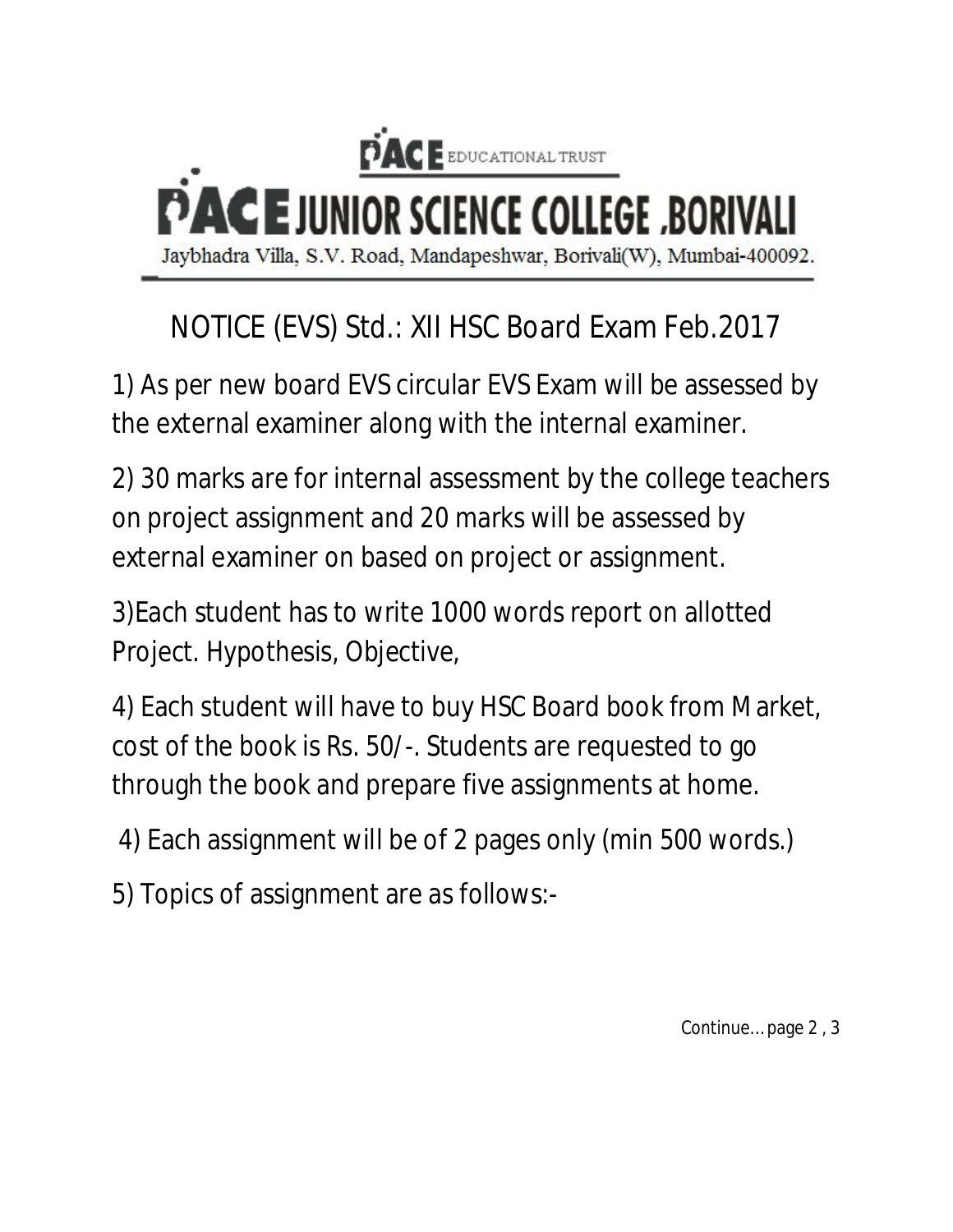# PACE EDUCATIONAL TRUST

# PACE JUNIOR SCIENCE COLLEGE ,BORIVALI

Jaybhadra Villa, S.V. Road, Mandapeshwar, Borivali(W), Mumbai-400092.

## NOTICE (EVS) Std.: XII HSC Board Exam Feb.2017

1) As per new board EVS circular EVS Exam will be assessed by the external examiner along with the internal examiner.

2) 30 marks are for internal assessment by the college teachers on project assignment and 20 marks will be assessed by external examiner on based on project or assignment.

3)Each student has to write 1000 words report on allotted Project. Hypothesis, Objective,

4) Each student will have to buy HSC Board book from Market, cost of the book is Rs. 50/-. Students are requested to go through the book and prepare five assignments at home.

4) Each assignment will be of 2 pages only (min 500 words.)

5) Topics of assignment are as follows:-

Continue… page 2 , 3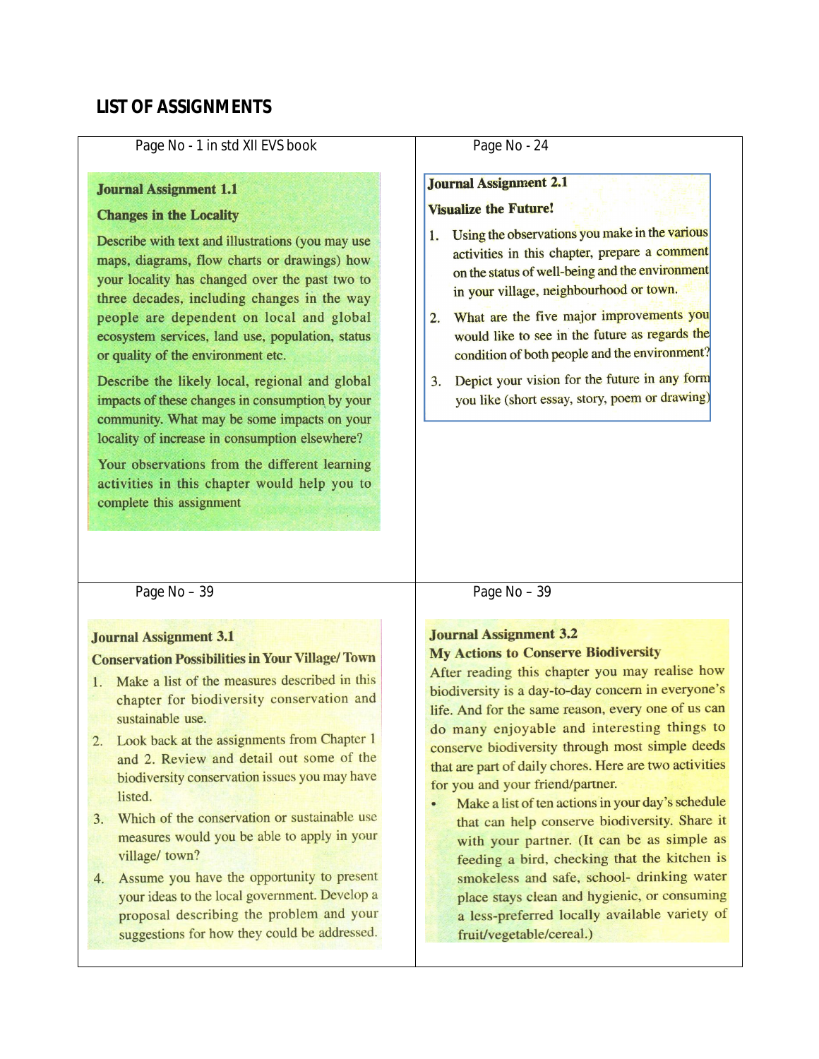## LIST OF ASSIGNMENTS

Page No - 1 in std XII EVS book

**Journal Assignment 1.1**

**Changes in the Locality**

Describe with text and illustrations (you may use maps, diagrams, flow charts or drawings) how your locality has changed over the past two to three decades, including changes in the way people are dependent on local and global ecosystem services, land use, population, status or quality of the environment etc.

Describe the likely local, regional and global impacts of these changes in consumption by your community. What may be some impacts on your locality of increase in consumption elsewhere?

Your observations from the different learning activities in this chapter would help you to complete this assignment

Page No - 24

**Journal Assignment 2.1**

**Visualize the Future!**

1. Using the observations you make in the various activities in this chapter, prepare a comment on the status of well-being and the environment in your village, neighbourhood or town.
2. What are the five major improvements you would like to see in the future as regards the condition of both people and the environment?
3. Depict your vision for the future in any form you like (short essay, story, poem or drawing)

Page No – 39

**Journal Assignment 3.1**

**Conservation Possibilities in Your Village/ Town**

1. Make a list of the measures described in this chapter for biodiversity conservation and sustainable use.
2. Look back at the assignments from Chapter 1 and 2. Review and detail out some of the biodiversity conservation issues you may have listed.
3. Which of the conservation or sustainable use measures would you be able to apply in your village/ town?
4. Assume you have the opportunity to present your ideas to the local government. Develop a proposal describing the problem and your suggestions for how they could be addressed.

Page No – 39

**Journal Assignment 3.2**

**My Actions to Conserve Biodiversity**

After reading this chapter you may realise how biodiversity is a day-to-day concern in everyone's life. And for the same reason, every one of us can do many enjoyable and interesting things to conserve biodiversity through most simple deeds that are part of daily chores. Here are two activities for you and your friend/partner.

- Make a list of ten actions in your day's schedule that can help conserve biodiversity. Share it with your partner. (It can be as simple as feeding a bird, checking that the kitchen is smokeless and safe, school- drinking water place stays clean and hygienic, or consuming a less-preferred locally available variety of fruit/vegetable/cereal.)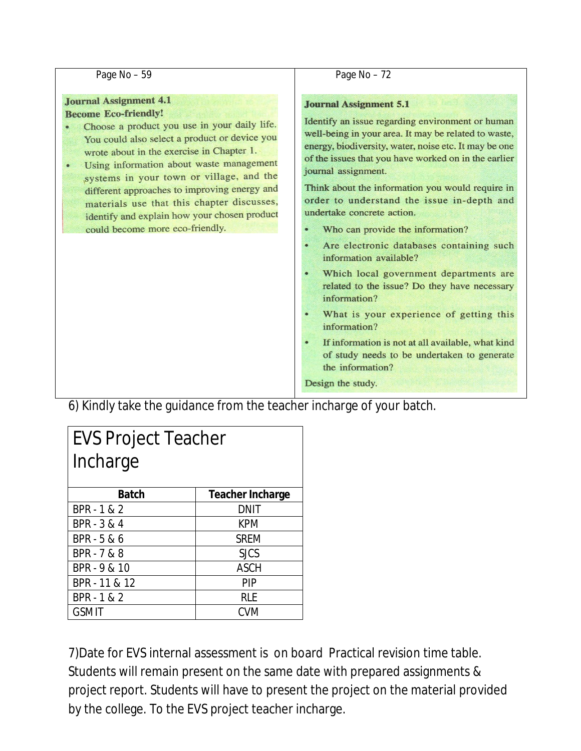Page No – 59

**Journal Assignment 4.1**
**Become Eco-friendly!**

- Choose a product you use in your daily life. You could also select a product or device you wrote about in the exercise in Chapter 1.
- Using information about waste management systems in your town or village, and the different approaches to improving energy and materials use that this chapter discusses, identify and explain how your chosen product could become more eco-friendly.

Page No – 72

**Journal Assignment 5.1**

Identify an issue regarding environment or human well-being in your area. It may be related to waste, energy, biodiversity, water, noise etc. It may be one of the issues that you have worked on in the earlier journal assignment.

Think about the information you would require in order to understand the issue in-depth and undertake concrete action.

- Who can provide the information?
- Are electronic databases containing such information available?
- Which local government departments are related to the issue? Do they have necessary information?
- What is your experience of getting this information?
- If information is not at all available, what kind of study needs to be undertaken to generate the information?

Design the study.

6) Kindly take the guidance from the teacher incharge of your batch.

**EVS Project Teacher Incharge**

| Batch | Teacher Incharge |
|---|---|
| BPR - 1 & 2 | DNIT |
| BPR - 3 & 4 | KPM |
| BPR - 5 & 6 | SREM |
| BPR - 7 & 8 | SJCS |
| BPR - 9 & 10 | ASCH |
| BPR - 11 & 12 | PIP |
| BPR - 1 & 2 | RLE |
| GSM IT | CVM |

7)Date for EVS internal assessment is on board Practical revision time table. Students will remain present on the same date with prepared assignments & project report. Students will have to present the project on the material provided by the college. To the EVS project teacher incharge.